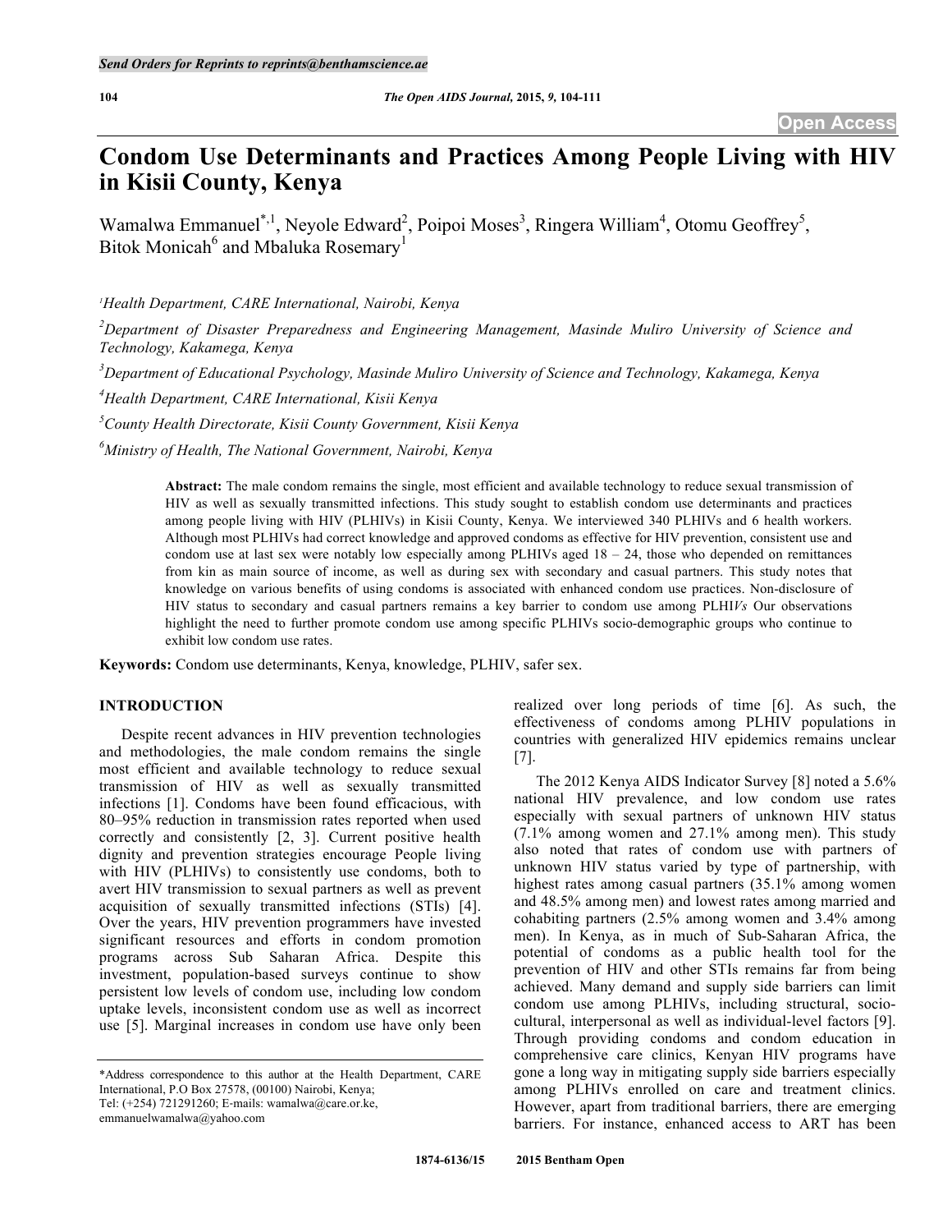# Condom Use Determinants and Practices Among People Living with HIV in Kisii County, Kenya

Wamalwa Emmanuel[*,1], Neyole Edward[2], Poipoi Moses[3], Ringera William[4], Otomu Geoffrey[5], Bitok Monicah[6] and Mbaluka Rosemary[1]

[1]*Health Department, CARE International, Nairobi, Kenya*

[2]*Department of Disaster Preparedness and Engineering Management, Masinde Muliro University of Science and Technology, Kakamega, Kenya*

[3]*Department of Educational Psychology, Masinde Muliro University of Science and Technology, Kakamega, Kenya*

[4]*Health Department, CARE International, Kisii Kenya*

[5]*County Health Directorate, Kisii County Government, Kisii Kenya*

[6]*Ministry of Health, The National Government, Nairobi, Kenya*

**Abstract:** The male condom remains the single, most efficient and available technology to reduce sexual transmission of HIV as well as sexually transmitted infections. This study sought to establish condom use determinants and practices among people living with HIV (PLHIVs) in Kisii County, Kenya. We interviewed 340 PLHIVs and 6 health workers. Although most PLHIVs had correct knowledge and approved condoms as effective for HIV prevention, consistent use and condom use at last sex were notably low especially among PLHIVs aged 18 – 24, those who depended on remittances from kin as main source of income, as well as during sex with secondary and casual partners. This study notes that knowledge on various benefits of using condoms is associated with enhanced condom use practices. Non-disclosure of HIV status to secondary and casual partners remains a key barrier to condom use among PLHI*Vs* Our observations highlight the need to further promote condom use among specific PLHIVs socio-demographic groups who continue to exhibit low condom use rates.

**Keywords:** Condom use determinants, Kenya, knowledge, PLHIV, safer sex.

## INTRODUCTION

Despite recent advances in HIV prevention technologies and methodologies, the male condom remains the single most efficient and available technology to reduce sexual transmission of HIV as well as sexually transmitted infections [1]. Condoms have been found efficacious, with 80–95% reduction in transmission rates reported when used correctly and consistently [2, 3]. Current positive health dignity and prevention strategies encourage People living with HIV (PLHIVs) to consistently use condoms, both to avert HIV transmission to sexual partners as well as prevent acquisition of sexually transmitted infections (STIs) [4]. Over the years, HIV prevention programmers have invested significant resources and efforts in condom promotion programs across Sub Saharan Africa. Despite this investment, population-based surveys continue to show persistent low levels of condom use, including low condom uptake levels, inconsistent condom use as well as incorrect use [5]. Marginal increases in condom use have only been realized over long periods of time [6]. As such, the effectiveness of condoms among PLHIV populations in countries with generalized HIV epidemics remains unclear [7].

The 2012 Kenya AIDS Indicator Survey [8] noted a 5.6% national HIV prevalence, and low condom use rates especially with sexual partners of unknown HIV status (7.1% among women and 27.1% among men). This study also noted that rates of condom use with partners of unknown HIV status varied by type of partnership, with highest rates among casual partners (35.1% among women and 48.5% among men) and lowest rates among married and cohabiting partners (2.5% among women and 3.4% among men). In Kenya, as in much of Sub-Saharan Africa, the potential of condoms as a public health tool for the prevention of HIV and other STIs remains far from being achieved. Many demand and supply side barriers can limit condom use among PLHIVs, including structural, socio-cultural, interpersonal as well as individual-level factors [9]. Through providing condoms and condom education in comprehensive care clinics, Kenyan HIV programs have gone a long way in mitigating supply side barriers especially among PLHIVs enrolled on care and treatment clinics. However, apart from traditional barriers, there are emerging barriers. For instance, enhanced access to ART has been

*Address correspondence to this author at the Health Department, CARE International, P.O Box 27578, (00100) Nairobi, Kenya; Tel: (+254) 721291260; E-mails: wamalwa@care.or.ke, emmanuelwamalwa@yahoo.com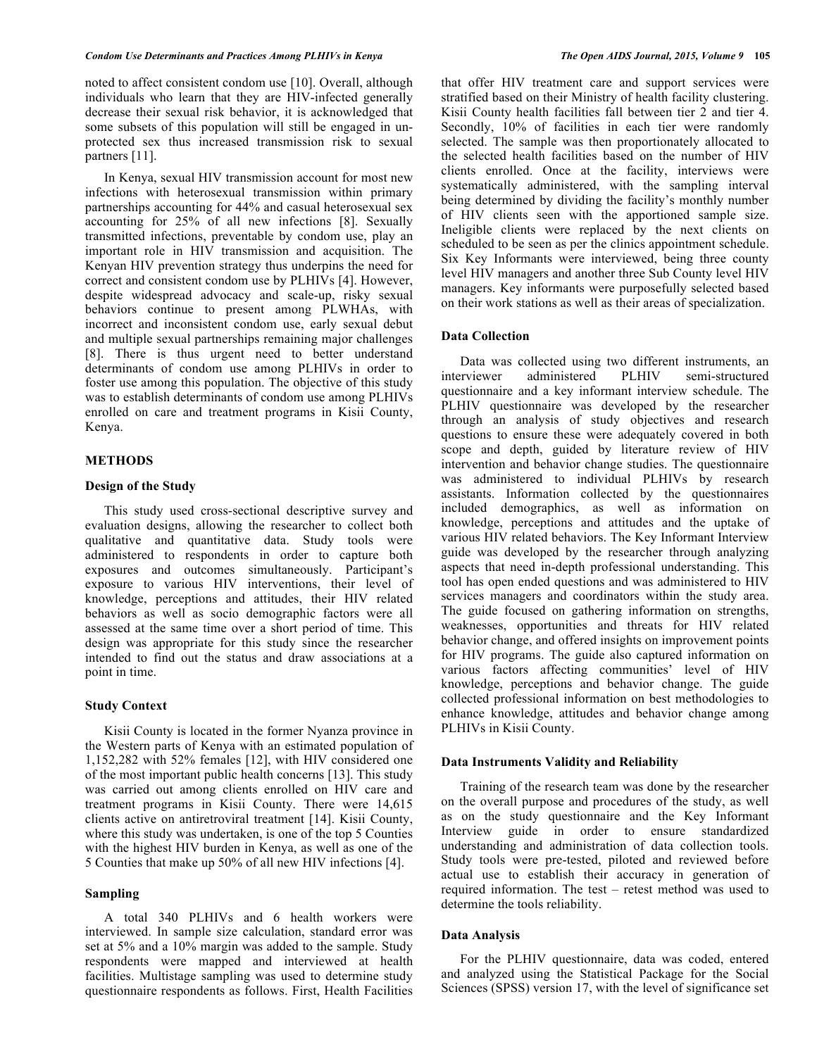noted to affect consistent condom use [10]. Overall, although individuals who learn that they are HIV-infected generally decrease their sexual risk behavior, it is acknowledged that some subsets of this population will still be engaged in unprotected sex thus increased transmission risk to sexual partners [11].

In Kenya, sexual HIV transmission account for most new infections with heterosexual transmission within primary partnerships accounting for 44% and casual heterosexual sex accounting for 25% of all new infections [8]. Sexually transmitted infections, preventable by condom use, play an important role in HIV transmission and acquisition. The Kenyan HIV prevention strategy thus underpins the need for correct and consistent condom use by PLHIVs [4]. However, despite widespread advocacy and scale-up, risky sexual behaviors continue to present among PLWHAs, with incorrect and inconsistent condom use, early sexual debut and multiple sexual partnerships remaining major challenges [8]. There is thus urgent need to better understand determinants of condom use among PLHIVs in order to foster use among this population. The objective of this study was to establish determinants of condom use among PLHIVs enrolled on care and treatment programs in Kisii County, Kenya.

## METHODS

### Design of the Study

This study used cross-sectional descriptive survey and evaluation designs, allowing the researcher to collect both qualitative and quantitative data. Study tools were administered to respondents in order to capture both exposures and outcomes simultaneously. Participant's exposure to various HIV interventions, their level of knowledge, perceptions and attitudes, their HIV related behaviors as well as socio demographic factors were all assessed at the same time over a short period of time. This design was appropriate for this study since the researcher intended to find out the status and draw associations at a point in time.

### Study Context

Kisii County is located in the former Nyanza province in the Western parts of Kenya with an estimated population of 1,152,282 with 52% females [12], with HIV considered one of the most important public health concerns [13]. This study was carried out among clients enrolled on HIV care and treatment programs in Kisii County. There were 14,615 clients active on antiretroviral treatment [14]. Kisii County, where this study was undertaken, is one of the top 5 Counties with the highest HIV burden in Kenya, as well as one of the 5 Counties that make up 50% of all new HIV infections [4].

### Sampling

A total 340 PLHIVs and 6 health workers were interviewed. In sample size calculation, standard error was set at 5% and a 10% margin was added to the sample. Study respondents were mapped and interviewed at health facilities. Multistage sampling was used to determine study questionnaire respondents as follows. First, Health Facilities that offer HIV treatment care and support services were stratified based on their Ministry of health facility clustering. Kisii County health facilities fall between tier 2 and tier 4. Secondly, 10% of facilities in each tier were randomly selected. The sample was then proportionately allocated to the selected health facilities based on the number of HIV clients enrolled. Once at the facility, interviews were systematically administered, with the sampling interval being determined by dividing the facility's monthly number of HIV clients seen with the apportioned sample size. Ineligible clients were replaced by the next clients on scheduled to be seen as per the clinics appointment schedule. Six Key Informants were interviewed, being three county level HIV managers and another three Sub County level HIV managers. Key informants were purposefully selected based on their work stations as well as their areas of specialization.

### Data Collection

Data was collected using two different instruments, an interviewer administered PLHIV semi-structured questionnaire and a key informant interview schedule. The PLHIV questionnaire was developed by the researcher through an analysis of study objectives and research questions to ensure these were adequately covered in both scope and depth, guided by literature review of HIV intervention and behavior change studies. The questionnaire was administered to individual PLHIVs by research assistants. Information collected by the questionnaires included demographics, as well as information on knowledge, perceptions and attitudes and the uptake of various HIV related behaviors. The Key Informant Interview guide was developed by the researcher through analyzing aspects that need in-depth professional understanding. This tool has open ended questions and was administered to HIV services managers and coordinators within the study area. The guide focused on gathering information on strengths, weaknesses, opportunities and threats for HIV related behavior change, and offered insights on improvement points for HIV programs. The guide also captured information on various factors affecting communities' level of HIV knowledge, perceptions and behavior change. The guide collected professional information on best methodologies to enhance knowledge, attitudes and behavior change among PLHIVs in Kisii County.

### Data Instruments Validity and Reliability

Training of the research team was done by the researcher on the overall purpose and procedures of the study, as well as on the study questionnaire and the Key Informant Interview guide in order to ensure standardized understanding and administration of data collection tools. Study tools were pre-tested, piloted and reviewed before actual use to establish their accuracy in generation of required information. The test – retest method was used to determine the tools reliability.

### Data Analysis

For the PLHIV questionnaire, data was coded, entered and analyzed using the Statistical Package for the Social Sciences (SPSS) version 17, with the level of significance set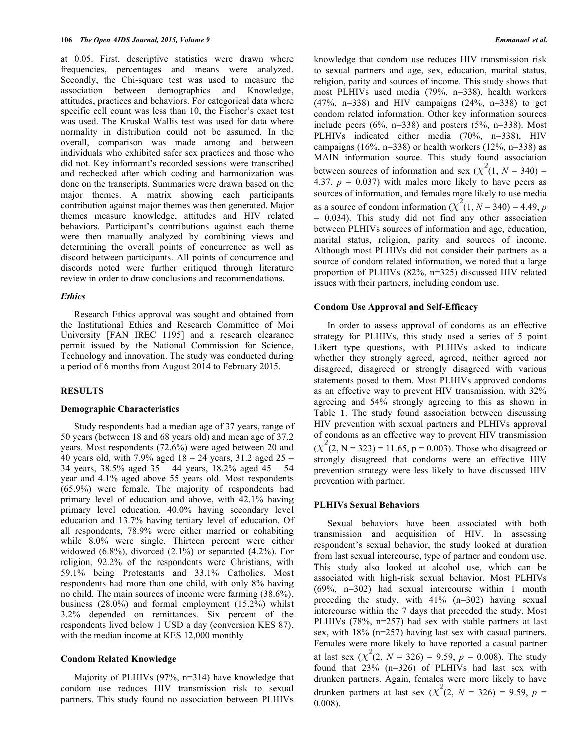at 0.05. First, descriptive statistics were drawn where frequencies, percentages and means were analyzed. Secondly, the Chi-square test was used to measure the association between demographics and Knowledge, attitudes, practices and behaviors. For categorical data where specific cell count was less than 10, the Fischer's exact test was used. The Kruskal Wallis test was used for data where normality in distribution could not be assumed. In the overall, comparison was made among and between individuals who exhibited safer sex practices and those who did not. Key informant's recorded sessions were transcribed and rechecked after which coding and harmonization was done on the transcripts. Summaries were drawn based on the major themes. A matrix showing each participants contribution against major themes was then generated. Major themes measure knowledge, attitudes and HIV related behaviors. Participant's contributions against each theme were then manually analyzed by combining views and determining the overall points of concurrence as well as discord between participants. All points of concurrence and discords noted were further critiqued through literature review in order to draw conclusions and recommendations.

### *Ethics*

Research Ethics approval was sought and obtained from the Institutional Ethics and Research Committee of Moi University [FAN IREC 1195] and a research clearance permit issued by the National Commission for Science, Technology and innovation. The study was conducted during a period of 6 months from August 2014 to February 2015.

## RESULTS

### Demographic Characteristics

Study respondents had a median age of 37 years, range of 50 years (between 18 and 68 years old) and mean age of 37.2 years. Most respondents (72.6%) were aged between 20 and 40 years old, with 7.9% aged 18 – 24 years, 31.2 aged 25 – 34 years, 38.5% aged 35 – 44 years, 18.2% aged 45 – 54 year and 4.1% aged above 55 years old. Most respondents (65.9%) were female. The majority of respondents had primary level of education and above, with 42.1% having primary level education, 40.0% having secondary level education and 13.7% having tertiary level of education. Of all respondents, 78.9% were either married or cohabiting while 8.0% were single. Thirteen percent were either widowed (6.8%), divorced (2.1%) or separated (4.2%). For religion, 92.2% of the respondents were Christians, with 59.1% being Protestants and 33.1% Catholics. Most respondents had more than one child, with only 8% having no child. The main sources of income were farming (38.6%), business (28.0%) and formal employment (15.2%) whilst 3.2% depended on remittances. Six percent of the respondents lived below 1 USD a day (conversion KES 87), with the median income at KES 12,000 monthly

### Condom Related Knowledge

Majority of PLHIVs (97%, n=314) have knowledge that condom use reduces HIV transmission risk to sexual partners. This study found no association between PLHIVs knowledge that condom use reduces HIV transmission risk to sexual partners and age, sex, education, marital status, religion, parity and sources of income. This study shows that most PLHIVs used media (79%, n=338), health workers (47%, n=338) and HIV campaigns (24%, n=338) to get condom related information. Other key information sources include peers (6%, n=338) and posters (5%, n=338). Most PLHIVs indicated either media (70%, n=338), HIV campaigns (16%, n=338) or health workers (12%, n=338) as MAIN information source. This study found association between sources of information and sex ($\chi^2(1, N = 340) = 4.37$, $p = 0.037$) with males more likely to have peers as sources of information, and females more likely to use media as a source of condom information ($\chi^2(1, N = 340) = 4.49$, $p = 0.034$). This study did not find any other association between PLHIVs sources of information and age, education, marital status, religion, parity and sources of income. Although most PLHIVs did not consider their partners as a source of condom related information, we noted that a large proportion of PLHIVs (82%, n=325) discussed HIV related issues with their partners, including condom use.

### Condom Use Approval and Self-Efficacy

In order to assess approval of condoms as an effective strategy for PLHIVs, this study used a series of 5 point Likert type questions, with PLHIVs asked to indicate whether they strongly agreed, agreed, neither agreed nor disagreed, disagreed or strongly disagreed with various statements posed to them. Most PLHIVs approved condoms as an effective way to prevent HIV transmission, with 32% agreeing and 54% strongly agreeing to this as shown in Table **1**. The study found association between discussing HIV prevention with sexual partners and PLHIVs approval of condoms as an effective way to prevent HIV transmission ($\chi^2(2, N = 323) = 11.65$, $p = 0.003$). Those who disagreed or strongly disagreed that condoms were an effective HIV prevention strategy were less likely to have discussed HIV prevention with partner.

### PLHIVs Sexual Behaviors

Sexual behaviors have been associated with both transmission and acquisition of HIV. In assessing respondent's sexual behavior, the study looked at duration from last sexual intercourse, type of partner and condom use. This study also looked at alcohol use, which can be associated with high-risk sexual behavior. Most PLHIVs (69%, n=302) had sexual intercourse within 1 month preceding the study, with 41% (n=302) having sexual intercourse within the 7 days that preceded the study. Most PLHIVs (78%, n=257) had sex with stable partners at last sex, with 18% (n=257) having last sex with casual partners. Females were more likely to have reported a casual partner at last sex ($\chi^2(2, N = 326) = 9.59$, $p = 0.008$). The study found that 23% (n=326) of PLHIVs had last sex with drunken partners. Again, females were more likely to have drunken partners at last sex ($\chi^2(2, N = 326) = 9.59$, $p = 0.008$).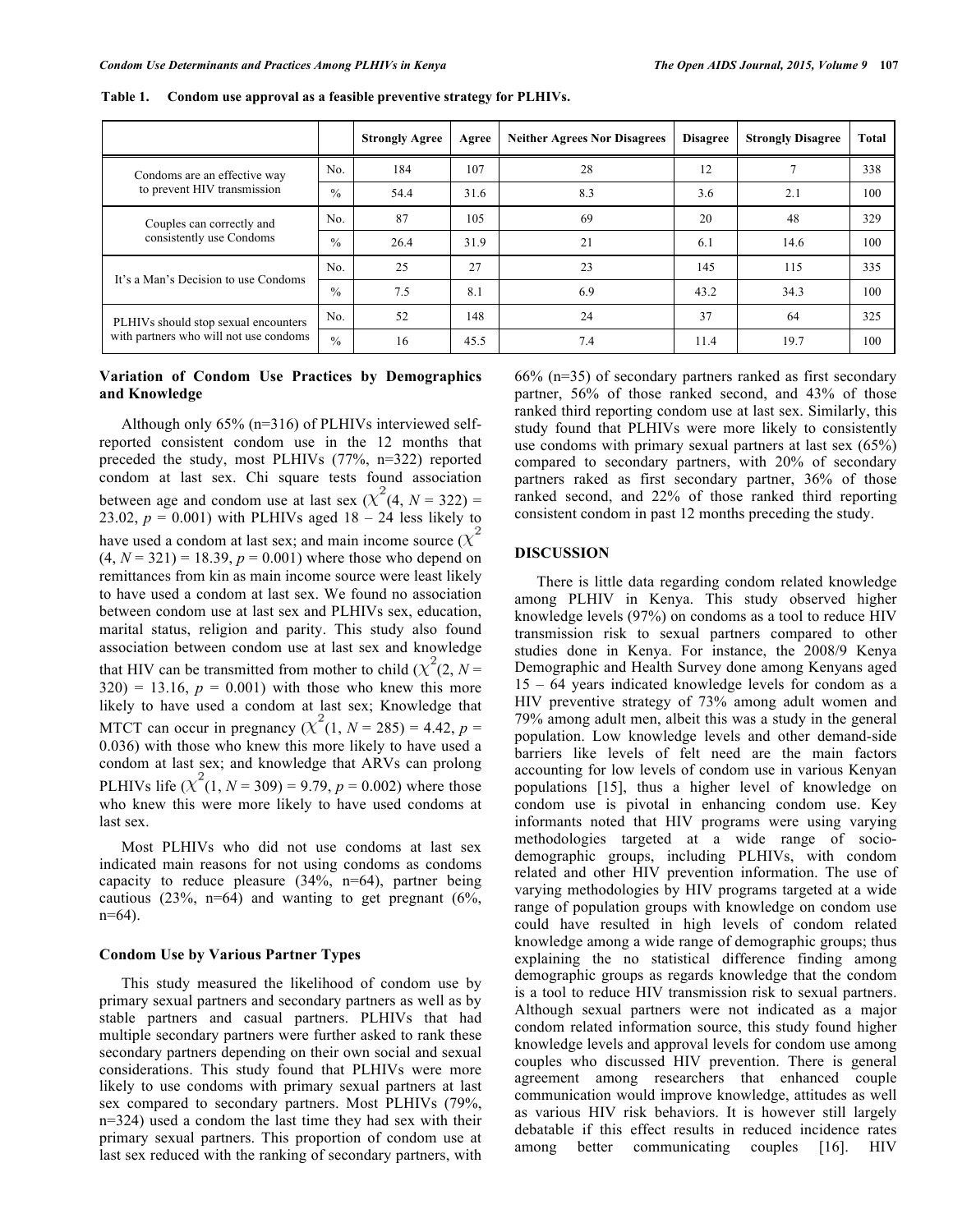**Table 1. Condom use approval as a feasible preventive strategy for PLHIVs.**

| | | Strongly Agree | Agree | Neither Agrees Nor Disagrees | Disagree | Strongly Disagree | Total |
|---|---|---|---|---|---|---|---|
| Condoms are an effective way to prevent HIV transmission | No. | 184 | 107 | 28 | 12 | 7 | 338 |
| | % | 54.4 | 31.6 | 8.3 | 3.6 | 2.1 | 100 |
| Couples can correctly and consistently use Condoms | No. | 87 | 105 | 69 | 20 | 48 | 329 |
| | % | 26.4 | 31.9 | 21 | 6.1 | 14.6 | 100 |
| It's a Man's Decision to use Condoms | No. | 25 | 27 | 23 | 145 | 115 | 335 |
| | % | 7.5 | 8.1 | 6.9 | 43.2 | 34.3 | 100 |
| PLHIVs should stop sexual encounters with partners who will not use condoms | No. | 52 | 148 | 24 | 37 | 64 | 325 |
| | % | 16 | 45.5 | 7.4 | 11.4 | 19.7 | 100 |

### Variation of Condom Use Practices by Demographics and Knowledge

Although only 65% (n=316) of PLHIVs interviewed self-reported consistent condom use in the 12 months that preceded the study, most PLHIVs (77%, n=322) reported condom at last sex. Chi square tests found association between age and condom use at last sex ($\chi^2(4, N = 322) = 23.02$, $p = 0.001$) with PLHIVs aged 18 – 24 less likely to have used a condom at last sex; and main income source ($\chi^2(4, N = 321) = 18.39$, $p = 0.001$) where those who depend on remittances from kin as main income source were least likely to have used a condom at last sex. We found no association between condom use at last sex and PLHIVs sex, education, marital status, religion and parity. This study also found association between condom use at last sex and knowledge that HIV can be transmitted from mother to child ($\chi^2(2, N = 320) = 13.16$, $p = 0.001$) with those who knew this more likely to have used a condom at last sex; Knowledge that MTCT can occur in pregnancy ($\chi^2(1, N = 285) = 4.42$, $p = 0.036$) with those who knew this more likely to have used a condom at last sex; and knowledge that ARVs can prolong PLHIVs life ($\chi^2(1, N = 309) = 9.79$, $p = 0.002$) where those who knew this were more likely to have used condoms at last sex.

Most PLHIVs who did not use condoms at last sex indicated main reasons for not using condoms as condoms capacity to reduce pleasure (34%, n=64), partner being cautious (23%, n=64) and wanting to get pregnant (6%, n=64).

### Condom Use by Various Partner Types

This study measured the likelihood of condom use by primary sexual partners and secondary partners as well as by stable partners and casual partners. PLHIVs that had multiple secondary partners were further asked to rank these secondary partners depending on their own social and sexual considerations. This study found that PLHIVs were more likely to use condoms with primary sexual partners at last sex compared to secondary partners. Most PLHIVs (79%, n=324) used a condom the last time they had sex with their primary sexual partners. This proportion of condom use at last sex reduced with the ranking of secondary partners, with 66% (n=35) of secondary partners ranked as first secondary partner, 56% of those ranked second, and 43% of those ranked third reporting condom use at last sex. Similarly, this study found that PLHIVs were more likely to consistently use condoms with primary sexual partners at last sex (65%) compared to secondary partners, with 20% of secondary partners raked as first secondary partner, 36% of those ranked second, and 22% of those ranked third reporting consistent condom in past 12 months preceding the study.

## DISCUSSION

There is little data regarding condom related knowledge among PLHIV in Kenya. This study observed higher knowledge levels (97%) on condoms as a tool to reduce HIV transmission risk to sexual partners compared to other studies done in Kenya. For instance, the 2008/9 Kenya Demographic and Health Survey done among Kenyans aged 15 – 64 years indicated knowledge levels for condom as a HIV preventive strategy of 73% among adult women and 79% among adult men, albeit this was a study in the general population. Low knowledge levels and other demand-side barriers like levels of felt need are the main factors accounting for low levels of condom use in various Kenyan populations [15], thus a higher level of knowledge on condom use is pivotal in enhancing condom use. Key informants noted that HIV programs were using varying methodologies targeted at a wide range of socio-demographic groups, including PLHIVs, with condom related and other HIV prevention information. The use of varying methodologies by HIV programs targeted at a wide range of population groups with knowledge on condom use could have resulted in high levels of condom related knowledge among a wide range of demographic groups; thus explaining the no statistical difference finding among demographic groups as regards knowledge that the condom is a tool to reduce HIV transmission risk to sexual partners. Although sexual partners were not indicated as a major condom related information source, this study found higher knowledge levels and approval levels for condom use among couples who discussed HIV prevention. There is general agreement among researchers that enhanced couple communication would improve knowledge, attitudes as well as various HIV risk behaviors. It is however still largely debatable if this effect results in reduced incidence rates among better communicating couples [16]. HIV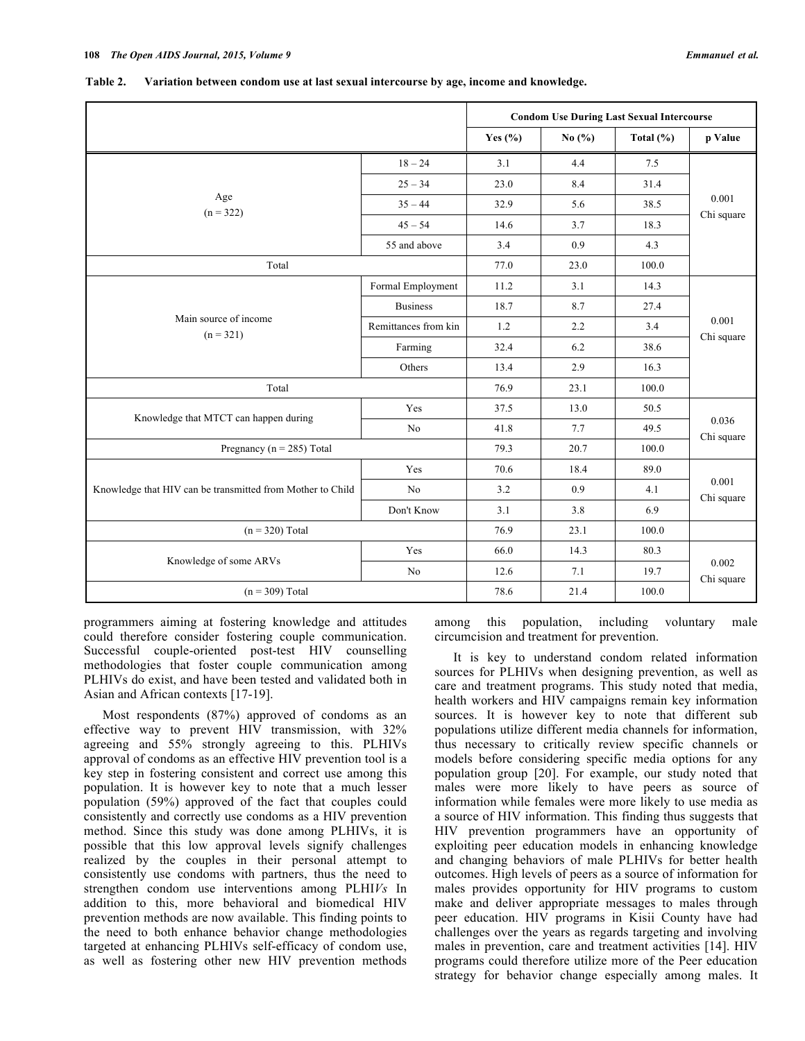**Table 2. Variation between condom use at last sexual intercourse by age, income and knowledge.**

| | | Condom Use During Last Sexual Intercourse | | | |
|---|---|---|---|---|---|
| | | Yes (%) | No (%) | Total (%) | p Value |
| Age (n = 322) | 18 – 24 | 3.1 | 4.4 | 7.5 | 0.001 Chi square |
| | 25 – 34 | 23.0 | 8.4 | 31.4 | |
| | 35 – 44 | 32.9 | 5.6 | 38.5 | |
| | 45 – 54 | 14.6 | 3.7 | 18.3 | |
| | 55 and above | 3.4 | 0.9 | 4.3 | |
| Total | | 77.0 | 23.0 | 100.0 | |
| Main source of income (n = 321) | Formal Employment | 11.2 | 3.1 | 14.3 | 0.001 Chi square |
| | Business | 18.7 | 8.7 | 27.4 | |
| | Remittances from kin | 1.2 | 2.2 | 3.4 | |
| | Farming | 32.4 | 6.2 | 38.6 | |
| | Others | 13.4 | 2.9 | 16.3 | |
| Total | | 76.9 | 23.1 | 100.0 | |
| Knowledge that MTCT can happen during | Yes | 37.5 | 13.0 | 50.5 | 0.036 Chi square |
| | No | 41.8 | 7.7 | 49.5 | |
| Pregnancy (n = 285) Total | | 79.3 | 20.7 | 100.0 | |
| Knowledge that HIV can be transmitted from Mother to Child | Yes | 70.6 | 18.4 | 89.0 | 0.001 Chi square |
| | No | 3.2 | 0.9 | 4.1 | |
| | Don't Know | 3.1 | 3.8 | 6.9 | |
| (n = 320) Total | | 76.9 | 23.1 | 100.0 | |
| Knowledge of some ARVs | Yes | 66.0 | 14.3 | 80.3 | 0.002 Chi square |
| | No | 12.6 | 7.1 | 19.7 | |
| (n = 309) Total | | 78.6 | 21.4 | 100.0 | |

programmers aiming at fostering knowledge and attitudes could therefore consider fostering couple communication. Successful couple-oriented post-test HIV counselling methodologies that foster couple communication among PLHIVs do exist, and have been tested and validated both in Asian and African contexts [17-19].

Most respondents (87%) approved of condoms as an effective way to prevent HIV transmission, with 32% agreeing and 55% strongly agreeing to this. PLHIVs approval of condoms as an effective HIV prevention tool is a key step in fostering consistent and correct use among this population. It is however key to note that a much lesser population (59%) approved of the fact that couples could consistently and correctly use condoms as a HIV prevention method. Since this study was done among PLHIVs, it is possible that this low approval levels signify challenges realized by the couples in their personal attempt to consistently use condoms with partners, thus the need to strengthen condom use interventions among PLHI*Vs* In addition to this, more behavioral and biomedical HIV prevention methods are now available. This finding points to the need to both enhance behavior change methodologies targeted at enhancing PLHIVs self-efficacy of condom use, as well as fostering other new HIV prevention methods among this population, including voluntary male circumcision and treatment for prevention.

It is key to understand condom related information sources for PLHIVs when designing prevention, as well as care and treatment programs. This study noted that media, health workers and HIV campaigns remain key information sources. It is however key to note that different sub populations utilize different media channels for information, thus necessary to critically review specific channels or models before considering specific media options for any population group [20]. For example, our study noted that males were more likely to have peers as source of information while females were more likely to use media as a source of HIV information. This finding thus suggests that HIV prevention programmers have an opportunity of exploiting peer education models in enhancing knowledge and changing behaviors of male PLHIVs for better health outcomes. High levels of peers as a source of information for males provides opportunity for HIV programs to custom make and deliver appropriate messages to males through peer education. HIV programs in Kisii County have had challenges over the years as regards targeting and involving males in prevention, care and treatment activities [14]. HIV programs could therefore utilize more of the Peer education strategy for behavior change especially among males. It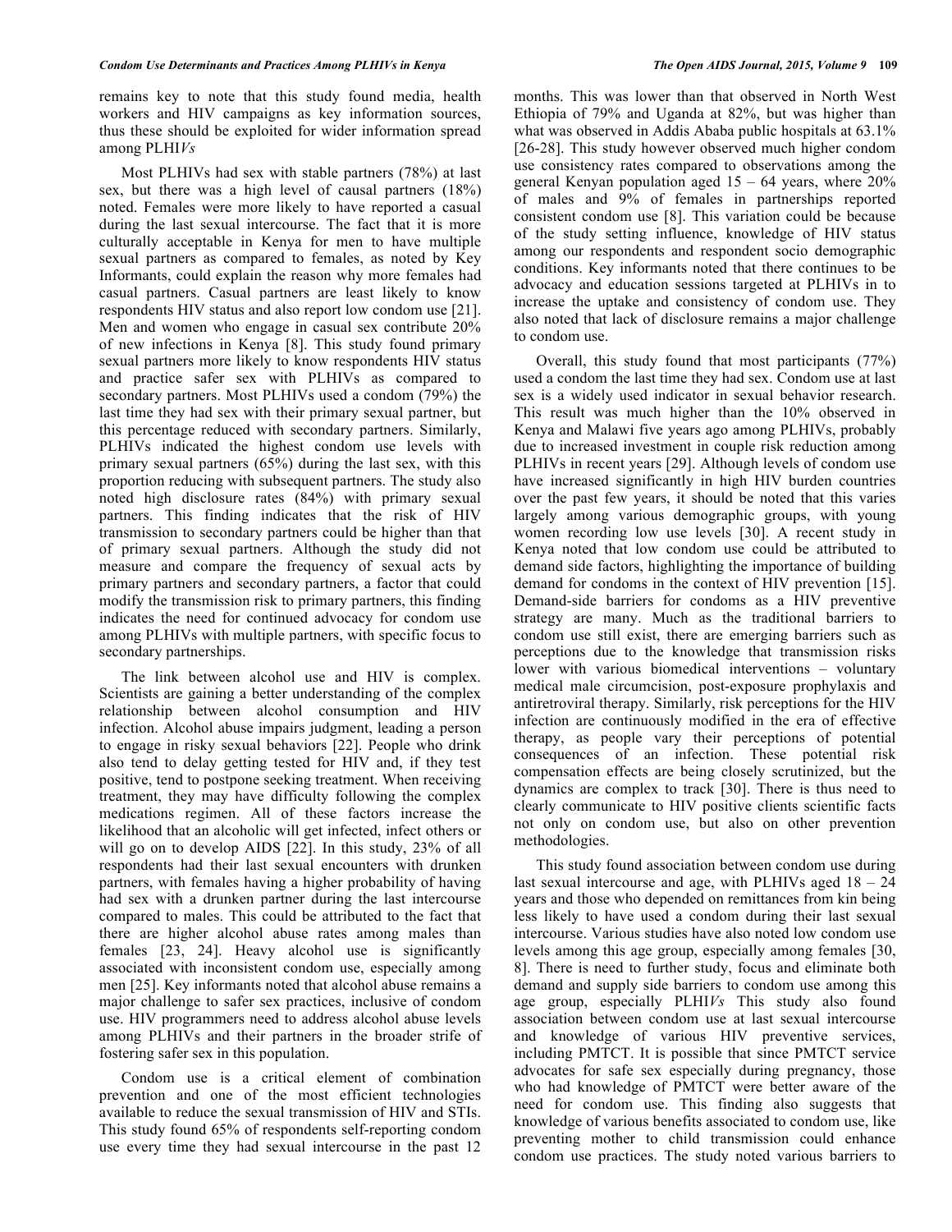remains key to note that this study found media, health workers and HIV campaigns as key information sources, thus these should be exploited for wider information spread among PLHI*Vs*

Most PLHIVs had sex with stable partners (78%) at last sex, but there was a high level of causal partners (18%) noted. Females were more likely to have reported a casual during the last sexual intercourse. The fact that it is more culturally acceptable in Kenya for men to have multiple sexual partners as compared to females, as noted by Key Informants, could explain the reason why more females had casual partners. Casual partners are least likely to know respondents HIV status and also report low condom use [21]. Men and women who engage in casual sex contribute 20% of new infections in Kenya [8]. This study found primary sexual partners more likely to know respondents HIV status and practice safer sex with PLHIVs as compared to secondary partners. Most PLHIVs used a condom (79%) the last time they had sex with their primary sexual partner, but this percentage reduced with secondary partners. Similarly, PLHIVs indicated the highest condom use levels with primary sexual partners (65%) during the last sex, with this proportion reducing with subsequent partners. The study also noted high disclosure rates (84%) with primary sexual partners. This finding indicates that the risk of HIV transmission to secondary partners could be higher than that of primary sexual partners. Although the study did not measure and compare the frequency of sexual acts by primary partners and secondary partners, a factor that could modify the transmission risk to primary partners, this finding indicates the need for continued advocacy for condom use among PLHIVs with multiple partners, with specific focus to secondary partnerships.

The link between alcohol use and HIV is complex. Scientists are gaining a better understanding of the complex relationship between alcohol consumption and HIV infection. Alcohol abuse impairs judgment, leading a person to engage in risky sexual behaviors [22]. People who drink also tend to delay getting tested for HIV and, if they test positive, tend to postpone seeking treatment. When receiving treatment, they may have difficulty following the complex medications regimen. All of these factors increase the likelihood that an alcoholic will get infected, infect others or will go on to develop AIDS [22]. In this study, 23% of all respondents had their last sexual encounters with drunken partners, with females having a higher probability of having had sex with a drunken partner during the last intercourse compared to males. This could be attributed to the fact that there are higher alcohol abuse rates among males than females [23, 24]. Heavy alcohol use is significantly associated with inconsistent condom use, especially among men [25]. Key informants noted that alcohol abuse remains a major challenge to safer sex practices, inclusive of condom use. HIV programmers need to address alcohol abuse levels among PLHIVs and their partners in the broader strife of fostering safer sex in this population.

Condom use is a critical element of combination prevention and one of the most efficient technologies available to reduce the sexual transmission of HIV and STIs. This study found 65% of respondents self-reporting condom use every time they had sexual intercourse in the past 12 months. This was lower than that observed in North West Ethiopia of 79% and Uganda at 82%, but was higher than what was observed in Addis Ababa public hospitals at 63.1% [26-28]. This study however observed much higher condom use consistency rates compared to observations among the general Kenyan population aged 15 – 64 years, where 20% of males and 9% of females in partnerships reported consistent condom use [8]. This variation could be because of the study setting influence, knowledge of HIV status among our respondents and respondent socio demographic conditions. Key informants noted that there continues to be advocacy and education sessions targeted at PLHIVs in to increase the uptake and consistency of condom use. They also noted that lack of disclosure remains a major challenge to condom use.

Overall, this study found that most participants (77%) used a condom the last time they had sex. Condom use at last sex is a widely used indicator in sexual behavior research. This result was much higher than the 10% observed in Kenya and Malawi five years ago among PLHIVs, probably due to increased investment in couple risk reduction among PLHIVs in recent years [29]. Although levels of condom use have increased significantly in high HIV burden countries over the past few years, it should be noted that this varies largely among various demographic groups, with young women recording low use levels [30]. A recent study in Kenya noted that low condom use could be attributed to demand side factors, highlighting the importance of building demand for condoms in the context of HIV prevention [15]. Demand-side barriers for condoms as a HIV preventive strategy are many. Much as the traditional barriers to condom use still exist, there are emerging barriers such as perceptions due to the knowledge that transmission risks lower with various biomedical interventions – voluntary medical male circumcision, post-exposure prophylaxis and antiretroviral therapy. Similarly, risk perceptions for the HIV infection are continuously modified in the era of effective therapy, as people vary their perceptions of potential consequences of an infection. These potential risk compensation effects are being closely scrutinized, but the dynamics are complex to track [30]. There is thus need to clearly communicate to HIV positive clients scientific facts not only on condom use, but also on other prevention methodologies.

This study found association between condom use during last sexual intercourse and age, with PLHIVs aged 18 – 24 years and those who depended on remittances from kin being less likely to have used a condom during their last sexual intercourse. Various studies have also noted low condom use levels among this age group, especially among females [30, 8]. There is need to further study, focus and eliminate both demand and supply side barriers to condom use among this age group, especially PLHI*Vs* This study also found association between condom use at last sexual intercourse and knowledge of various HIV preventive services, including PMTCT. It is possible that since PMTCT service advocates for safe sex especially during pregnancy, those who had knowledge of PMTCT were better aware of the need for condom use. This finding also suggests that knowledge of various benefits associated to condom use, like preventing mother to child transmission could enhance condom use practices. The study noted various barriers to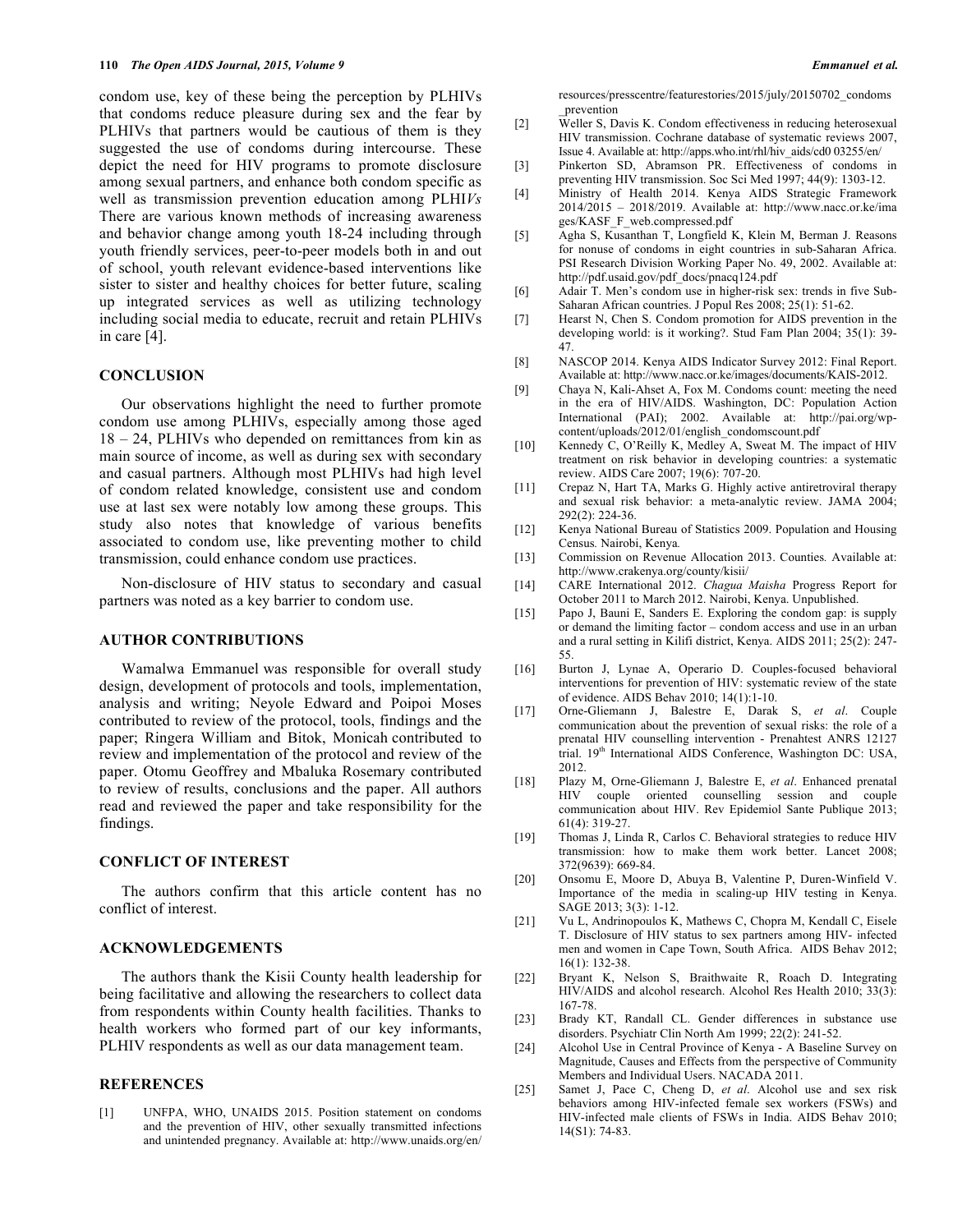condom use, key of these being the perception by PLHIVs that condoms reduce pleasure during sex and the fear by PLHIVs that partners would be cautious of them is they suggested the use of condoms during intercourse. These depict the need for HIV programs to promote disclosure among sexual partners, and enhance both condom specific as well as transmission prevention education among PLHI*Vs* There are various known methods of increasing awareness and behavior change among youth 18-24 including through youth friendly services, peer-to-peer models both in and out of school, youth relevant evidence-based interventions like sister to sister and healthy choices for better future, scaling up integrated services as well as utilizing technology including social media to educate, recruit and retain PLHIVs in care [4].

## CONCLUSION

Our observations highlight the need to further promote condom use among PLHIVs, especially among those aged 18 – 24, PLHIVs who depended on remittances from kin as main source of income, as well as during sex with secondary and casual partners. Although most PLHIVs had high level of condom related knowledge, consistent use and condom use at last sex were notably low among these groups. This study also notes that knowledge of various benefits associated to condom use, like preventing mother to child transmission, could enhance condom use practices.

Non-disclosure of HIV status to secondary and casual partners was noted as a key barrier to condom use.

## AUTHOR CONTRIBUTIONS

Wamalwa Emmanuel was responsible for overall study design, development of protocols and tools, implementation, analysis and writing; Neyole Edward and Poipoi Moses contributed to review of the protocol, tools, findings and the paper; Ringera William and Bitok, Monicah contributed to review and implementation of the protocol and review of the paper. Otomu Geoffrey and Mbaluka Rosemary contributed to review of results, conclusions and the paper. All authors read and reviewed the paper and take responsibility for the findings.

## CONFLICT OF INTEREST

The authors confirm that this article content has no conflict of interest.

## ACKNOWLEDGEMENTS

The authors thank the Kisii County health leadership for being facilitative and allowing the researchers to collect data from respondents within County health facilities. Thanks to health workers who formed part of our key informants, PLHIV respondents as well as our data management team.

## REFERENCES

[1] UNFPA, WHO, UNAIDS 2015. Position statement on condoms and the prevention of HIV, other sexually transmitted infections and unintended pregnancy. Available at: http://www.unaids.org/en/resources/presscentre/featurestories/2015/july/20150702_condoms_prevention

[2] Weller S, Davis K. Condom effectiveness in reducing heterosexual HIV transmission. Cochrane database of systematic reviews 2007, Issue 4. Available at: http://apps.who.int/rhl/hiv_aids/cd0 03255/en/

[3] Pinkerton SD, Abramson PR. Effectiveness of condoms in preventing HIV transmission. Soc Sci Med 1997; 44(9): 1303-12.

[4] Ministry of Health 2014. Kenya AIDS Strategic Framework 2014/2015 – 2018/2019. Available at: http://www.nacc.or.ke/images/KASF_F_web.compressed.pdf

[5] Agha S, Kusanthan T, Longfield K, Klein M, Berman J. Reasons for nonuse of condoms in eight countries in sub-Saharan Africa. PSI Research Division Working Paper No. 49, 2002. Available at: http://pdf.usaid.gov/pdf_docs/pnacq124.pdf

[6] Adair T. Men's condom use in higher-risk sex: trends in five Sub-Saharan African countries. J Popul Res 2008; 25(1): 51-62.

[7] Hearst N, Chen S. Condom promotion for AIDS prevention in the developing world: is it working?. Stud Fam Plan 2004; 35(1): 39-47.

[8] NASCOP 2014. Kenya AIDS Indicator Survey 2012: Final Report. Available at: http://www.nacc.or.ke/images/documents/KAIS-2012.

[9] Chaya N, Kali-Ahset A, Fox M. Condoms count: meeting the need in the era of HIV/AIDS. Washington, DC: Population Action International (PAI); 2002. Available at: http://pai.org/wp-content/uploads/2012/01/english_condomscount.pdf

[10] Kennedy C, O'Reilly K, Medley A, Sweat M. The impact of HIV treatment on risk behavior in developing countries: a systematic review. AIDS Care 2007; 19(6): 707-20.

[11] Crepaz N, Hart TA, Marks G. Highly active antiretroviral therapy and sexual risk behavior: a meta-analytic review. JAMA 2004; 292(2): 224-36.

[12] Kenya National Bureau of Statistics 2009. Population and Housing Census. Nairobi, Kenya.

[13] Commission on Revenue Allocation 2013. Counties. Available at: http://www.crakenya.org/county/kisii/

[14] CARE International 2012. *Chagua Maisha* Progress Report for October 2011 to March 2012. Nairobi, Kenya. Unpublished.

[15] Papo J, Bauni E, Sanders E. Exploring the condom gap: is supply or demand the limiting factor – condom access and use in an urban and a rural setting in Kilifi district, Kenya. AIDS 2011; 25(2): 247-55.

[16] Burton J, Lynae A, Operario D. Couples-focused behavioral interventions for prevention of HIV: systematic review of the state of evidence. AIDS Behav 2010; 14(1):1-10.

[17] Orne-Gliemann J, Balestre E, Darak S, *et al*. Couple communication about the prevention of sexual risks: the role of a prenatal HIV counselling intervention - Prenahtest ANRS 12127 trial. 19th International AIDS Conference, Washington DC: USA, 2012.

[18] Plazy M, Orne-Gliemann J, Balestre E, *et al*. Enhanced prenatal HIV couple oriented counselling session and couple communication about HIV. Rev Epidemiol Sante Publique 2013; 61(4): 319-27.

[19] Thomas J, Linda R, Carlos C. Behavioral strategies to reduce HIV transmission: how to make them work better. Lancet 2008; 372(9639): 669-84.

[20] Onsomu E, Moore D, Abuya B, Valentine P, Duren-Winfield V. Importance of the media in scaling-up HIV testing in Kenya. SAGE 2013; 3(3): 1-12.

[21] Vu L, Andrinopoulos K, Mathews C, Chopra M, Kendall C, Eisele T. Disclosure of HIV status to sex partners among HIV- infected men and women in Cape Town, South Africa. AIDS Behav 2012; 16(1): 132-38.

[22] Bryant K, Nelson S, Braithwaite R, Roach D. Integrating HIV/AIDS and alcohol research. Alcohol Res Health 2010; 33(3): 167-78.

[23] Brady KT, Randall CL. Gender differences in substance use disorders. Psychiatr Clin North Am 1999; 22(2): 241-52.

[24] Alcohol Use in Central Province of Kenya - A Baseline Survey on Magnitude, Causes and Effects from the perspective of Community Members and Individual Users. NACADA 2011.

[25] Samet J, Pace C, Cheng D, *et al*. Alcohol use and sex risk behaviors among HIV-infected female sex workers (FSWs) and HIV-infected male clients of FSWs in India. AIDS Behav 2010; 14(S1): 74-83.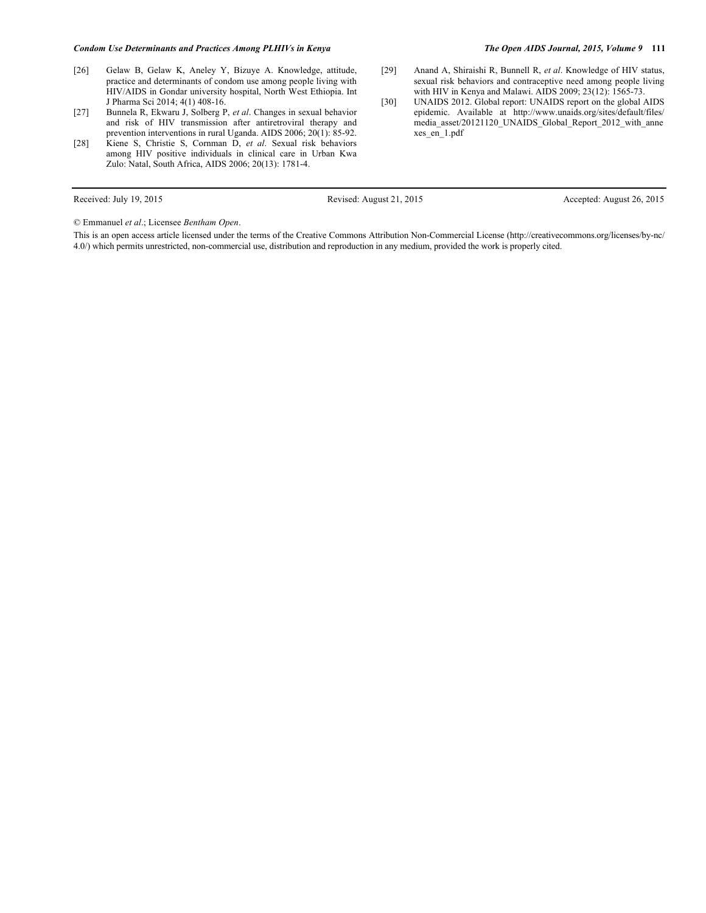[26] Gelaw B, Gelaw K, Aneley Y, Bizuye A. Knowledge, attitude, practice and determinants of condom use among people living with HIV/AIDS in Gondar university hospital, North West Ethiopia. Int J Pharma Sci 2014; 4(1) 408-16.

[27] Bunnela R, Ekwaru J, Solberg P, *et al*. Changes in sexual behavior and risk of HIV transmission after antiretroviral therapy and prevention interventions in rural Uganda. AIDS 2006; 20(1): 85-92.

[28] Kiene S, Christie S, Cornman D, *et al*. Sexual risk behaviors among HIV positive individuals in clinical care in Urban Kwa Zulo: Natal, South Africa, AIDS 2006; 20(13): 1781-4.

[29] Anand A, Shiraishi R, Bunnell R, *et al*. Knowledge of HIV status, sexual risk behaviors and contraceptive need among people living with HIV in Kenya and Malawi. AIDS 2009; 23(12): 1565-73.

[30] UNAIDS 2012. Global report: UNAIDS report on the global AIDS epidemic. Available at http://www.unaids.org/sites/default/files/media_asset/20121120_UNAIDS_Global_Report_2012_with_annexes_en_1.pdf

Received: July 19, 2015 Revised: August 21, 2015 Accepted: August 26, 2015

© Emmanuel *et al*.; Licensee *Bentham Open*.

This is an open access article licensed under the terms of the Creative Commons Attribution Non-Commercial License (http://creativecommons.org/licenses/by-nc/4.0/) which permits unrestricted, non-commercial use, distribution and reproduction in any medium, provided the work is properly cited.